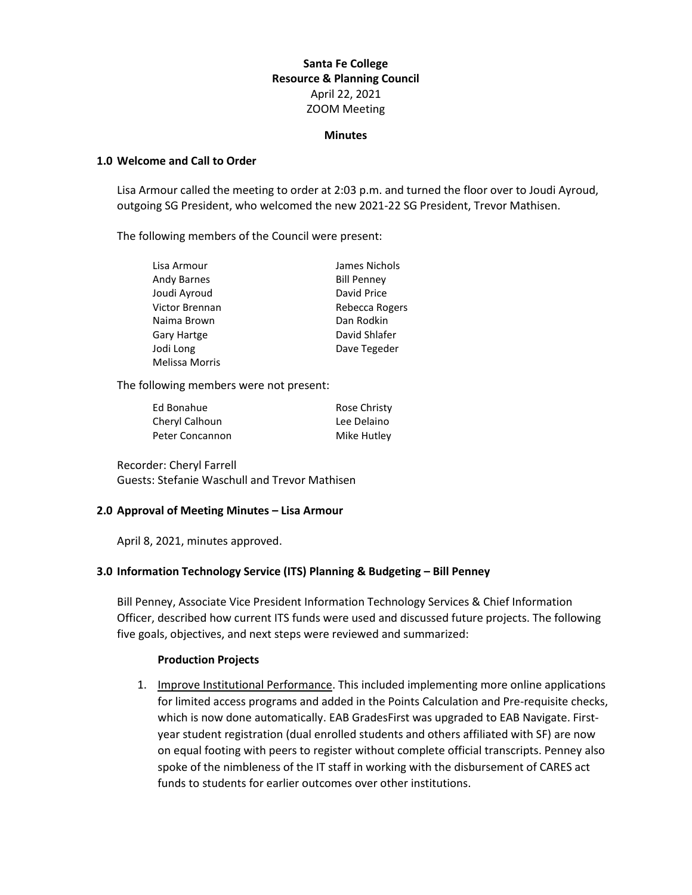**Santa Fe College**
**Resource & Planning Council**
April 22, 2021
ZOOM Meeting

**Minutes**

## 1.0 Welcome and Call to Order

Lisa Armour called the meeting to order at 2:03 p.m. and turned the floor over to Joudi Ayroud, outgoing SG President, who welcomed the new 2021-22 SG President, Trevor Mathisen.

The following members of the Council were present:

| | |
|---|---|
| Lisa Armour | James Nichols |
| Andy Barnes | Bill Penney |
| Joudi Ayroud | David Price |
| Victor Brennan | Rebecca Rogers |
| Naima Brown | Dan Rodkin |
| Gary Hartge | David Shlafer |
| Jodi Long | Dave Tegeder |
| Melissa Morris | |

The following members were not present:

| | |
|---|---|
| Ed Bonahue | Rose Christy |
| Cheryl Calhoun | Lee Delaino |
| Peter Concannon | Mike Hutley |

Recorder: Cheryl Farrell
Guests: Stefanie Waschull and Trevor Mathisen

## 2.0 Approval of Meeting Minutes – Lisa Armour

April 8, 2021, minutes approved.

## 3.0 Information Technology Service (ITS) Planning & Budgeting – Bill Penney

Bill Penney, Associate Vice President Information Technology Services & Chief Information Officer, described how current ITS funds were used and discussed future projects. The following five goals, objectives, and next steps were reviewed and summarized:

**Production Projects**

1. Improve Institutional Performance. This included implementing more online applications for limited access programs and added in the Points Calculation and Pre-requisite checks, which is now done automatically. EAB GradesFirst was upgraded to EAB Navigate. First-year student registration (dual enrolled students and others affiliated with SF) are now on equal footing with peers to register without complete official transcripts. Penney also spoke of the nimbleness of the IT staff in working with the disbursement of CARES act funds to students for earlier outcomes over other institutions.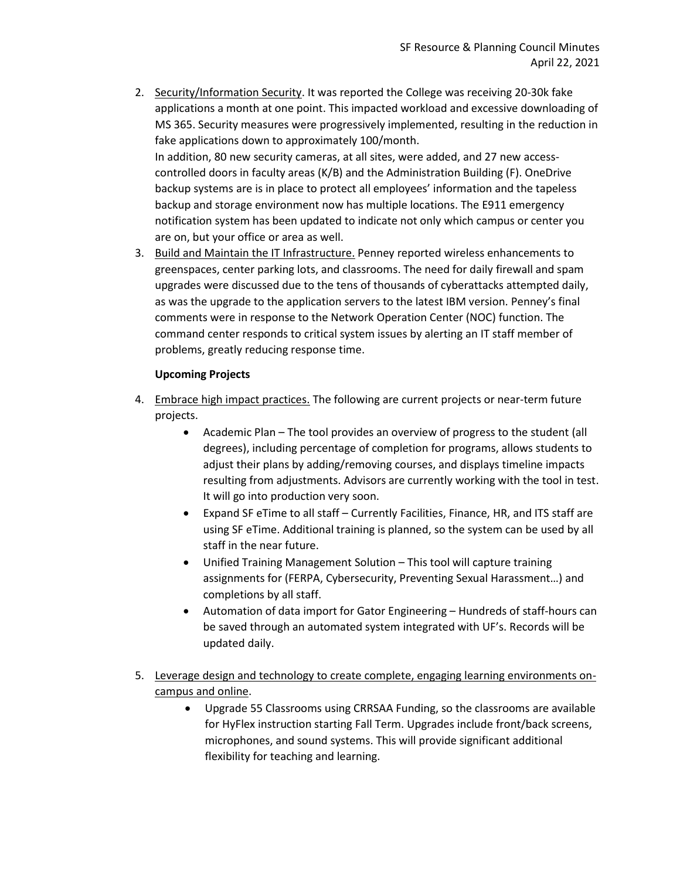2. Security/Information Security. It was reported the College was receiving 20-30k fake applications a month at one point. This impacted workload and excessive downloading of MS 365. Security measures were progressively implemented, resulting in the reduction in fake applications down to approximately 100/month.
   In addition, 80 new security cameras, at all sites, were added, and 27 new access-controlled doors in faculty areas (K/B) and the Administration Building (F). OneDrive backup systems are is in place to protect all employees' information and the tapeless backup and storage environment now has multiple locations. The E911 emergency notification system has been updated to indicate not only which campus or center you are on, but your office or area as well.
3. Build and Maintain the IT Infrastructure. Penney reported wireless enhancements to greenspaces, center parking lots, and classrooms. The need for daily firewall and spam upgrades were discussed due to the tens of thousands of cyberattacks attempted daily, as was the upgrade to the application servers to the latest IBM version. Penney's final comments were in response to the Network Operation Center (NOC) function. The command center responds to critical system issues by alerting an IT staff member of problems, greatly reducing response time.

**Upcoming Projects**

4. Embrace high impact practices. The following are current projects or near-term future projects.
   - Academic Plan – The tool provides an overview of progress to the student (all degrees), including percentage of completion for programs, allows students to adjust their plans by adding/removing courses, and displays timeline impacts resulting from adjustments. Advisors are currently working with the tool in test. It will go into production very soon.
   - Expand SF eTime to all staff – Currently Facilities, Finance, HR, and ITS staff are using SF eTime. Additional training is planned, so the system can be used by all staff in the near future.
   - Unified Training Management Solution – This tool will capture training assignments for (FERPA, Cybersecurity, Preventing Sexual Harassment…) and completions by all staff.
   - Automation of data import for Gator Engineering – Hundreds of staff-hours can be saved through an automated system integrated with UF's. Records will be updated daily.

5. Leverage design and technology to create complete, engaging learning environments on-campus and online.
   - Upgrade 55 Classrooms using CRRSAA Funding, so the classrooms are available for HyFlex instruction starting Fall Term. Upgrades include front/back screens, microphones, and sound systems. This will provide significant additional flexibility for teaching and learning.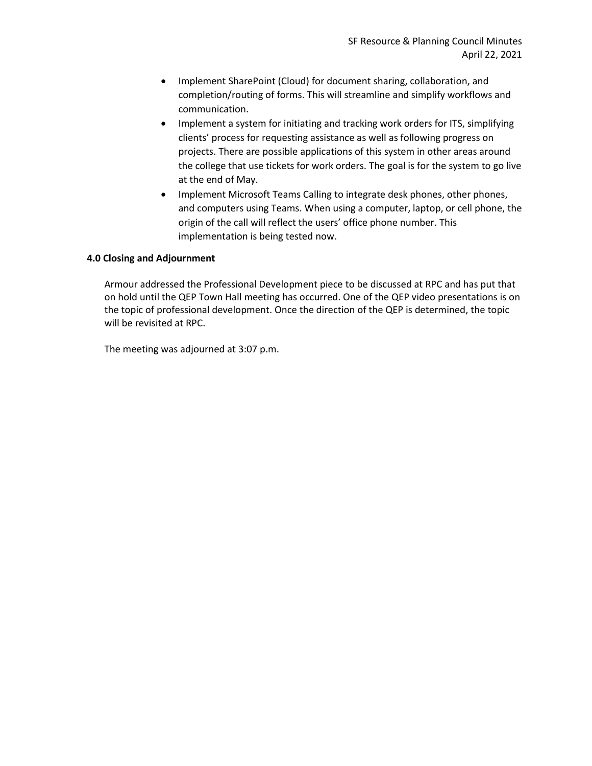- Implement SharePoint (Cloud) for document sharing, collaboration, and completion/routing of forms. This will streamline and simplify workflows and communication.
- Implement a system for initiating and tracking work orders for ITS, simplifying clients' process for requesting assistance as well as following progress on projects. There are possible applications of this system in other areas around the college that use tickets for work orders. The goal is for the system to go live at the end of May.
- Implement Microsoft Teams Calling to integrate desk phones, other phones, and computers using Teams. When using a computer, laptop, or cell phone, the origin of the call will reflect the users' office phone number. This implementation is being tested now.

**4.0 Closing and Adjournment**

Armour addressed the Professional Development piece to be discussed at RPC and has put that on hold until the QEP Town Hall meeting has occurred. One of the QEP video presentations is on the topic of professional development. Once the direction of the QEP is determined, the topic will be revisited at RPC.

The meeting was adjourned at 3:07 p.m.